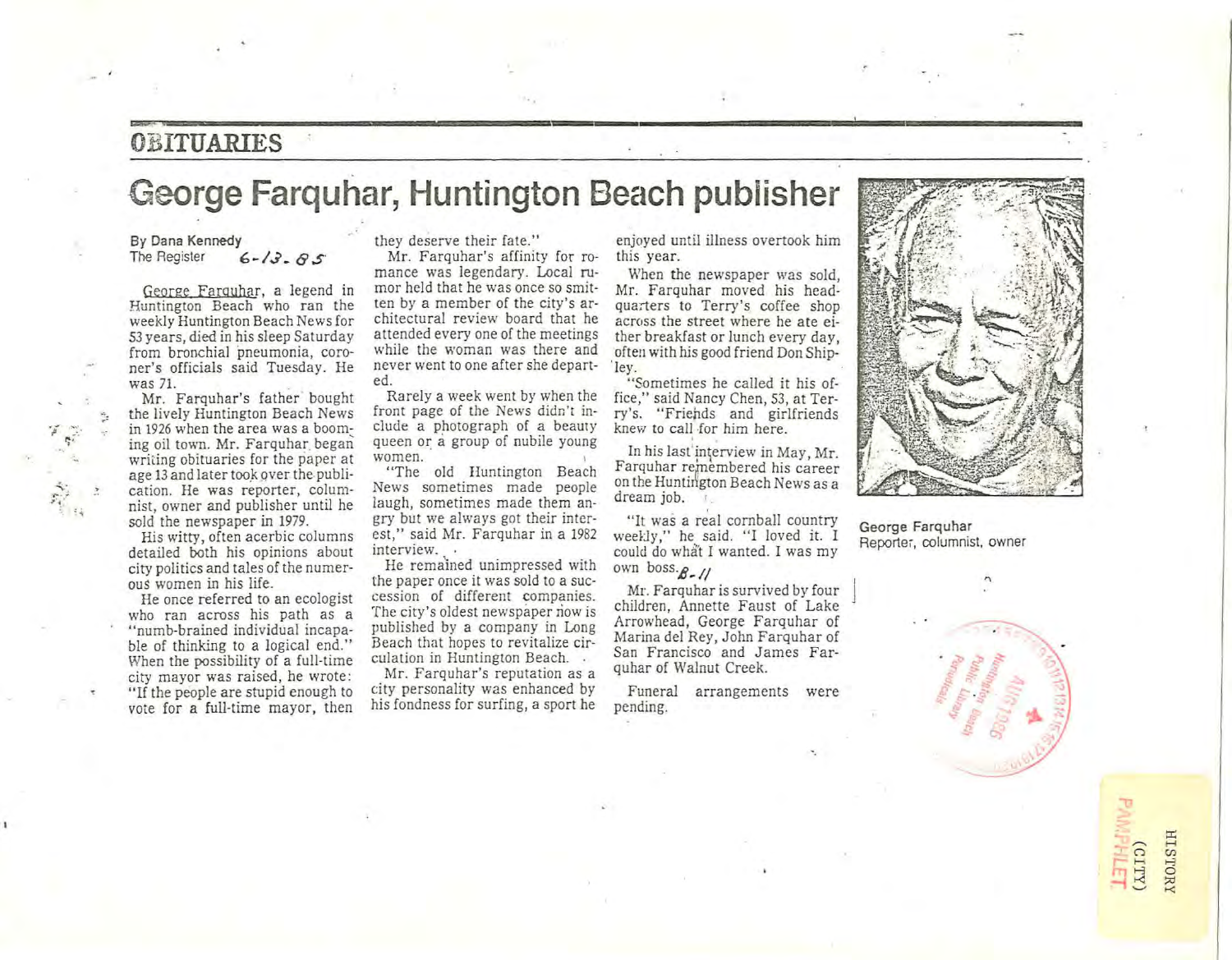## OBITUARIES

# George Farquhar, Huntington Beach publisher

By Dana Kennedy
The Register 6-13-85

George Farquhar, a legend in Huntington Beach who ran the weekly Huntington Beach News for 53 years, died in his sleep Saturday from bronchial pneumonia, coroner's officials said Tuesday. He was 71.

Mr. Farquhar's father bought the lively Huntington Beach News in 1926 when the area was a booming oil town. Mr. Farquhar began writing obituaries for the paper at age 13 and later took over the publication. He was reporter, columnist, owner and publisher until he sold the newspaper in 1979.

His witty, often acerbic columns detailed both his opinions about city politics and tales of the numerous women in his life.

He once referred to an ecologist who ran across his path as a "numb-brained individual incapable of thinking to a logical end." When the possibility of a full-time city mayor was raised, he wrote: "If the people are stupid enough to vote for a full-time mayor, then they deserve their fate."

Mr. Farquhar's affinity for romance was legendary. Local rumor held that he was once so smitten by a member of the city's architectural review board that he attended every one of the meetings while the woman was there and never went to one after she departed.

Rarely a week went by when the front page of the News didn't include a photograph of a beauty queen or a group of nubile young women.

"The old Huntington Beach News sometimes made people laugh, sometimes made them angry but we always got their interest," said Mr. Farquhar in a 1982 interview.

He remained unimpressed with the paper once it was sold to a succession of different companies. The city's oldest newspaper now is published by a company in Long Beach that hopes to revitalize circulation in Huntington Beach.

Mr. Farquhar's reputation as a city personality was enhanced by his fondness for surfing, a sport he enjoyed until illness overtook him this year.

When the newspaper was sold, Mr. Farquhar moved his headquarters to Terry's coffee shop across the street where he ate either breakfast or lunch every day, often with his good friend Don Shipley.

"Sometimes he called it his office," said Nancy Chen, 53, at Terry's. "Friends and girlfriends knew to call for him here.

In his last interview in May, Mr. Farquhar remembered his career on the Huntington Beach News as a dream job.

"It was a real cornball country weekly," he said. "I loved it. I could do what I wanted. I was my own boss. B-11

Mr. Farquhar is survived by four children, Annette Faust of Lake Arrowhead, George Farquhar of Marina del Rey, John Farquhar of San Francisco and James Farquhar of Walnut Creek.

Funeral arrangements were pending.

George Farquhar
Reporter, columnist, owner

Huntington Beach Public Library Periodicals AUG 1986

HISTORY (CITY) PAMPHLET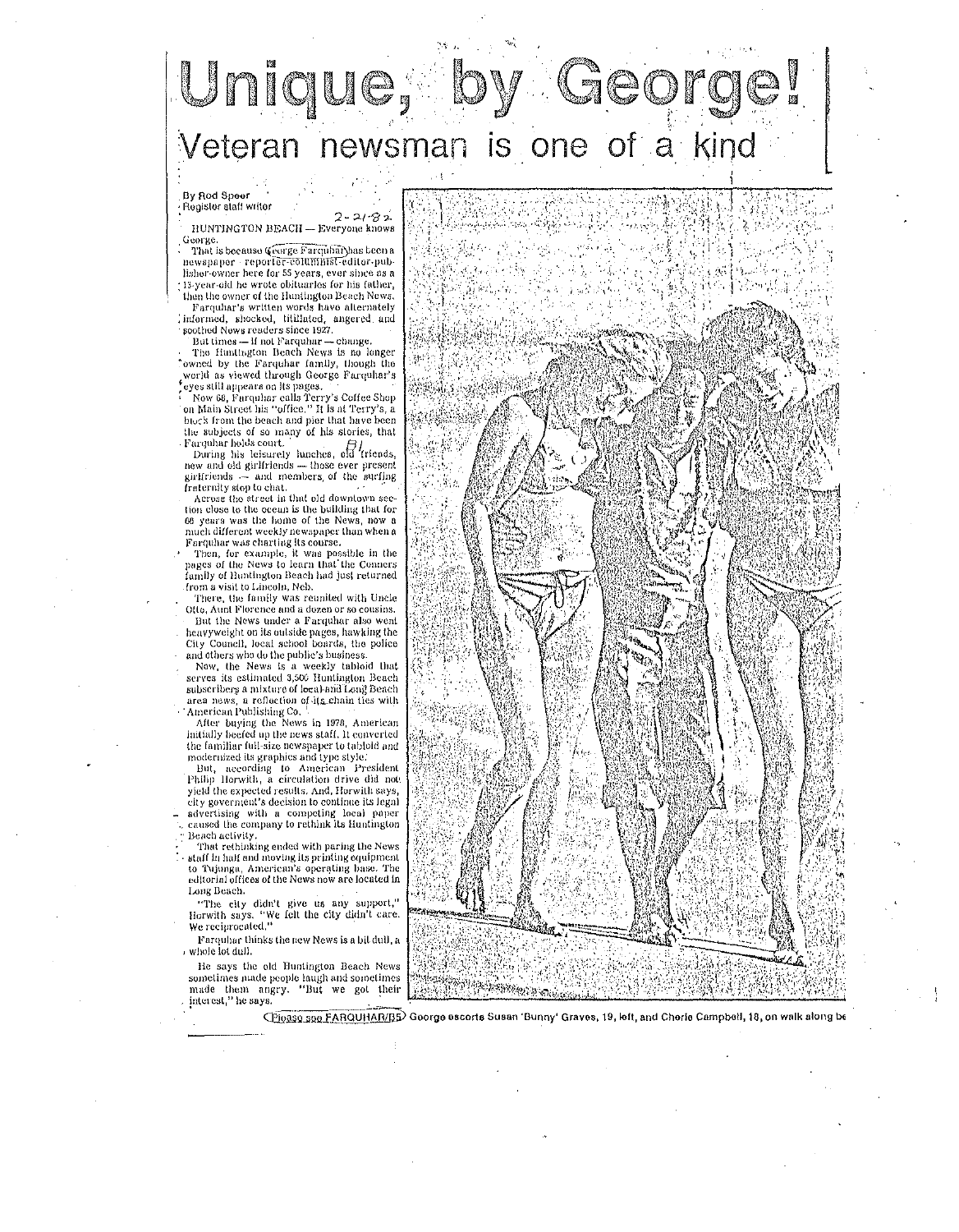# Unique, by George!

## Veteran newsman is one of a kind

By Rod Speer
Register staff writer

2-21-82

HUNTINGTON BEACH — Everyone knows George.

That is because George Farquhar has been a newspaper reporter-columnist-editor-publisher-owner here for 55 years, ever since as a 13-year-old he wrote obituaries for his father, then the owner of the Huntington Beach News.

Farquhar's written words have alternately informed, shocked, titillated, angered and soothed News readers since 1927.

But times — if not Farquhar — change.

The Huntington Beach News is no longer owned by the Farquhar family, though the world as viewed through George Farquhar's eyes still appears on its pages.

Now 68, Farquhar calls Terry's Coffee Shop on Main Street his "office." It is at Terry's, a block from the beach and pier that have been the subjects of so many of his stories, that Farquhar holds court.

During his leisurely lunches, old friends, new and old girlfriends — those ever present girlfriends — and members of the surfing fraternity stop to chat.

Across the street in that old downtown section close to the ocean is the building that for 68 years was the home of the News, now a much different weekly newspaper than when a Farquhar was charting its course.

Then, for example, it was possible in the pages of the News to learn that the Conners family of Huntington Beach had just returned from a visit to Lincoln, Neb.

There, the family was reunited with Uncle Otto, Aunt Florence and a dozen or so cousins.

But the News under a Farquhar also went heavyweight on its outside pages, hawking the City Council, local school boards, the police and others who do the public's business.

Now, the News is a weekly tabloid that serves its estimated 3,500 Huntington Beach subscribers a mixture of local and Long Beach area news, a reflection of its chain ties with American Publishing Co.

After buying the News in 1978, American initially beefed up the news staff. It converted the familiar full-size newspaper to tabloid and modernized its graphics and type style.

But, according to American President Philip Horwith, a circulation drive did not yield the expected results. And, Horwith says, city government's decision to continue its legal advertising with a competing local paper caused the company to rethink its Huntington Beach activity.

That rethinking ended with paring the News staff in half and moving its printing equipment to Tujunga, American's operating base. The editorial offices of the News now are located in Long Beach.

"The city didn't give us any support," Horwith says. "We felt the city didn't care. We reciprocated."

Farquhar thinks the new News is a bit dull, a whole lot dull.

He says the old Huntington Beach News sometimes made people laugh and sometimes made them angry. "But we got their interest," he says.

(Please see FARQUHAR/B5)

George escorts Susan 'Bunny' Graves, 19, left, and Cherie Campbell, 18, on walk along be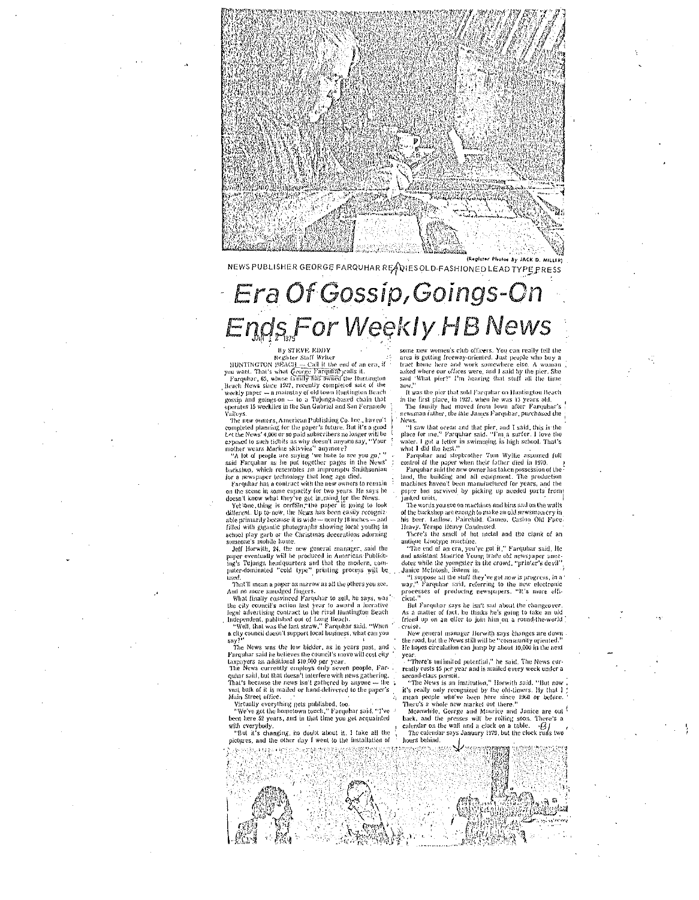(Register Photos By JACK D. MILLER)

NEWS PUBLISHER GEORGE FARQUHAR READIES OLD-FASHIONED LEAD TYPE PRESS

# Era Of Gossip, Goings-On Ends For Weekly HB News

JAN 12 1979

By STEVE EDDY
Register Staff Writer

HUNTINGTON BEACH — Call it the end of an era, if you want. That's what George Farquhar calls it.

Farquhar, 65, whose family has owned the Huntington Beach News since 1927, recently completed sale of the weekly paper — a mainstay of old town Huntington Beach gossip and goings-on — to a Tujunga-based chain that operates 15 weeklies in the San Gabriel and San Fernando Valleys.

The new owners, American Publishing Co. Inc., haven't completed planning for the paper's future. But it's a good bet the News' 4,000 or so paid subscribers no longer will be exposed to such tidbits as why doesn't anyone say, "Your mother wears Marine skivvies" anymore?

"A lot of people are saying 'we hate to see you go,'" said Farquhar as he put together pages in the News' backshop, which resembles an impromptu Smithsonian for a newspaper technology that long ago died.

Farquhar has a contract with the new owners to remain on the scene in some capacity for two years. He says he doesn't know what they've got in mind for the News.

Yet one thing is certain: the paper is going to look different. Up to now, the News has been easily recognizable primarily because it is wide — nearly 18 inches — and filled with gigantic photographs showing local youths in school play garb or the Christmas decorations adorning someone's mobile home.

Jeff Horwith, 24, the new general manager, said the paper eventually will be produced in American Publishing's Tujunga headquarters and that the modern, computer-dominated "cold type" printing process will be used.

That'll mean a paper as narrow as all the others you see. And no more smudged fingers.

What finally convinced Farquhar to sell, he says, was the city council's action last year to award a lucrative legal advertising contract to the rival Huntington Beach Independent, published out of Long Beach.

"Well, that was the last straw," Farquhar said. "When a city council doesn't support local business, what can you say?"

The News was the low bidder, as in years past, and Farquhar said he believes the council's move will cost city taxpayers an additional $10,000 per year.

The News currently employs only seven people, Farquhar said, but that doesn't interfere with news gathering. That's because the news isn't gathered by anyone — the vast bulk of it is mailed or hand-delivered to the paper's Main Street office.

Virtually everything gets published, too.

"We've got the hometown touch," Farquhar said. "I've been here 52 years, and in that time you get acquainted with everybody.

"But it's changing, no doubt about it. I take all the pictures, and the other day I went to the installation of some new women's club officers. You can really tell the area is getting freeway-oriented. Just people who buy a tract home here and work somewhere else. A woman asked where our offices were, and I said by the pier. She said 'What pier?' I'm hearing that stuff all the time now."

It was the pier that sold Farquhar on Huntington Beach in the first place, in 1927, when he was 13 years old.

The family had moved from Iowa after Farquhar's newsman father, the late James Farquhar, purchased the News.

"I saw that ocean and that pier, and I said, this is the place for me," Farquhar said. "I'm a surfer. I love the water. I got a letter in swimming in high school. That's what I did the best."

Farquhar and stepbrother Tom Wyllie assumed full control of the paper when their father died in 1970.

Farquhar said the new owner has taken possession of the land, the building and all equipment. The production machines haven't been manufactured for years, and the paper has survived by picking up needed parts from junked units.

The words you see on machines and bins and on the walls of the backshop are enough to make an old newsman cry in his beer. Ludlow. Fairchild. Cameo. Caslon Old Face. Heavy. Tempo Heavy Condensed.

There's the smell of hot metal and the clank of an antique Linotype machine.

"The end of an era, you've got it," Farquhar said. He and assistant Maurice Young trade old newspaper anecdotes while the youngster in the crowd, "printer's devil" Janice McIntosh, listens in.

"I suppose all the stuff they've got now is progress, in a way," Farquhar said, referring to the new electronic processes of producing newspapers. "It's more efficient."

But Farquhar says he isn't sad about the changeover. As a matter of fact, he thinks he's going to take an old friend up on an offer to join him on a round-the-world cruise.

New general manager Horwith says changes are down the road, but the News still will be "community oriented." He hopes circulation can jump by about 10,000 in the next year.

"There's unlimited potential," he said. The News currently costs $5 per year and is mailed every week under a second-class permit.

"The News is an institution," Horwith said. "But now it's really only recognized by the old-timers. By that I mean people who've been here since 1960 or before. There's a whole new market out there."

Meanwhile, George and Maurice and Janice are out back, and the presses will be rolling soon. There's a calendar on the wall and a clock on a table.

The calendar says January 1979, but the clock runs two hours behind.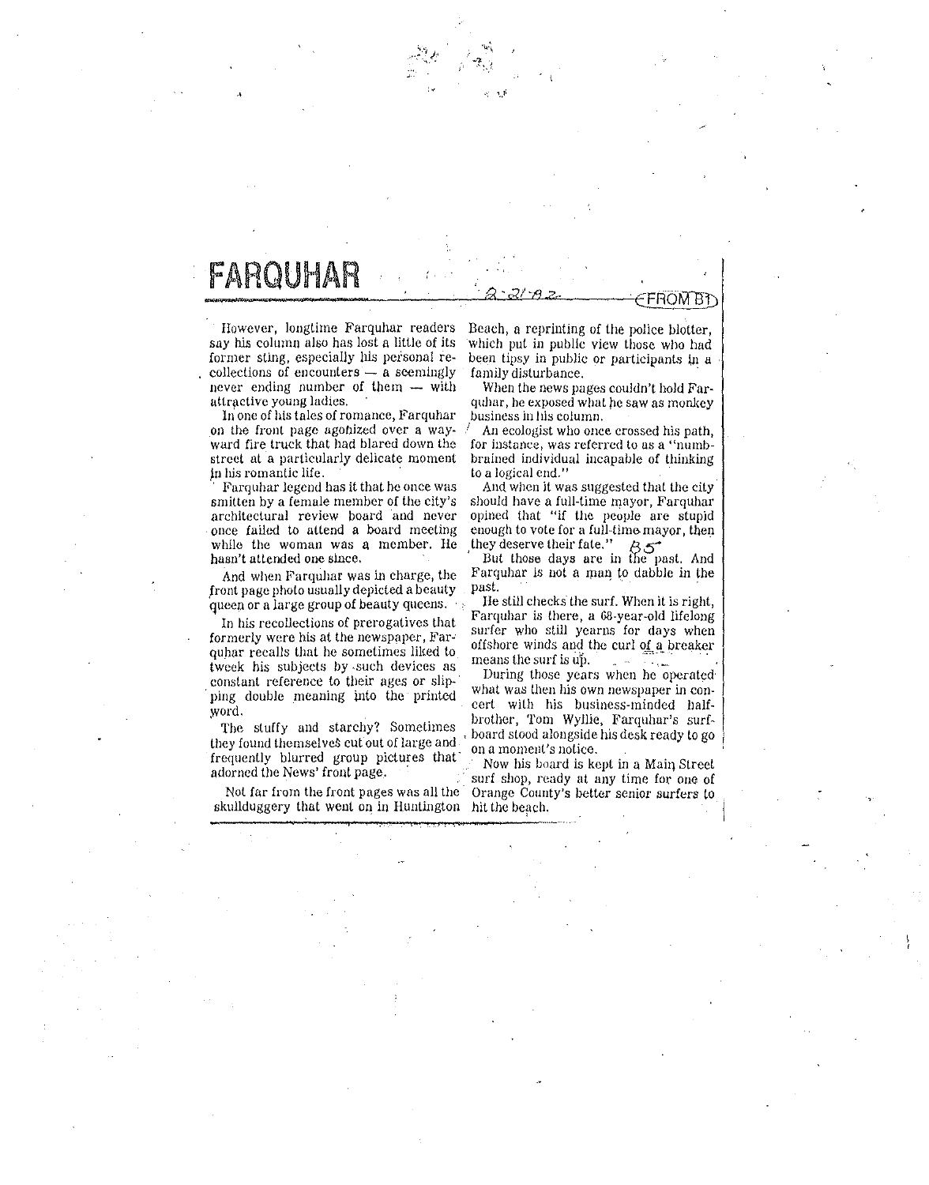# FARQUHAR

2-21-82 (FROM B1)

However, longtime Farquhar readers say his column also has lost a little of its former sting, especially his personal recollections of encounters — a seemingly never ending number of them — with attractive young ladies.

In one of his tales of romance, Farquhar on the front page agonized over a wayward fire truck that had blared down the street at a particularly delicate moment in his romantic life.

Farquhar legend has it that he once was smitten by a female member of the city's architectural review board and never once failed to attend a board meeting while the woman was a member. He hasn't attended one since.

And when Farquhar was in charge, the front page photo usually depicted a beauty queen or a large group of beauty queens.

In his recollections of prerogatives that formerly were his at the newspaper, Farquhar recalls that he sometimes liked to tweek his subjects by such devices as constant reference to their ages or slipping double meaning into the printed word.

The stuffy and starchy? Sometimes they found themselves cut out of large and frequently blurred group pictures that adorned the News' front page.

Not far from the front pages was all the skullduggery that went on in Huntington Beach, a reprinting of the police blotter, which put in public view those who had been tipsy in public or participants in a family disturbance.

When the news pages couldn't hold Farquhar, he exposed what he saw as monkey business in his column.

An ecologist who once crossed his path, for instance, was referred to as a "numbbrained individual incapable of thinking to a logical end."

And when it was suggested that the city should have a full-time mayor, Farquhar opined that "if the people are stupid enough to vote for a full-time mayor, then they deserve their fate." B5

But those days are in the past. And Farquhar is not a man to dabble in the past.

He still checks the surf. When it is right, Farquhar is there, a 68-year-old lifelong surfer who still yearns for days when offshore winds and the curl of a breaker means the surf is up.

During those years when he operated what was then his own newspaper in concert with his business-minded half-brother, Tom Wyllie, Farquhar's surfboard stood alongside his desk ready to go on a moment's notice.

Now his board is kept in a Main Street surf shop, ready at any time for one of Orange County's better senior surfers to hit the beach.